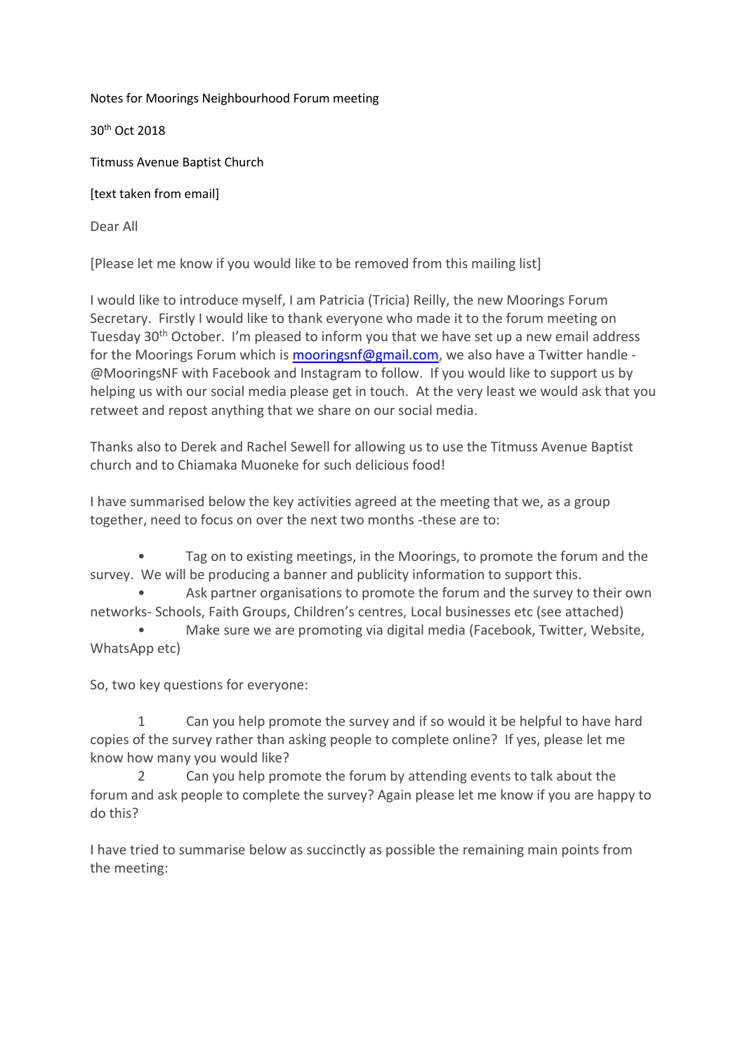Notes for Moorings Neighbourhood Forum meeting

30th Oct 2018

Titmuss Avenue Baptist Church

[text taken from email]

Dear All

[Please let me know if you would like to be removed from this mailing list]

I would like to introduce myself, I am Patricia (Tricia) Reilly, the new Moorings Forum Secretary. Firstly I would like to thank everyone who made it to the forum meeting on Tuesday 30th October. I'm pleased to inform you that we have set up a new email address for the Moorings Forum which is mooringsnf@gmail.com, we also have a Twitter handle - @MooringsNF with Facebook and Instagram to follow. If you would like to support us by helping us with our social media please get in touch. At the very least we would ask that you retweet and repost anything that we share on our social media.

Thanks also to Derek and Rachel Sewell for allowing us to use the Titmuss Avenue Baptist church and to Chiamaka Muoneke for such delicious food!

I have summarised below the key activities agreed at the meeting that we, as a group together, need to focus on over the next two months -these are to:

- Tag on to existing meetings, in the Moorings, to promote the forum and the survey. We will be producing a banner and publicity information to support this.
- Ask partner organisations to promote the forum and the survey to their own networks- Schools, Faith Groups, Children's centres, Local businesses etc (see attached)
- Make sure we are promoting via digital media (Facebook, Twitter, Website, WhatsApp etc)

So, two key questions for everyone:

1. Can you help promote the survey and if so would it be helpful to have hard copies of the survey rather than asking people to complete online? If yes, please let me know how many you would like?
2. Can you help promote the forum by attending events to talk about the forum and ask people to complete the survey? Again please let me know if you are happy to do this?

I have tried to summarise below as succinctly as possible the remaining main points from the meeting: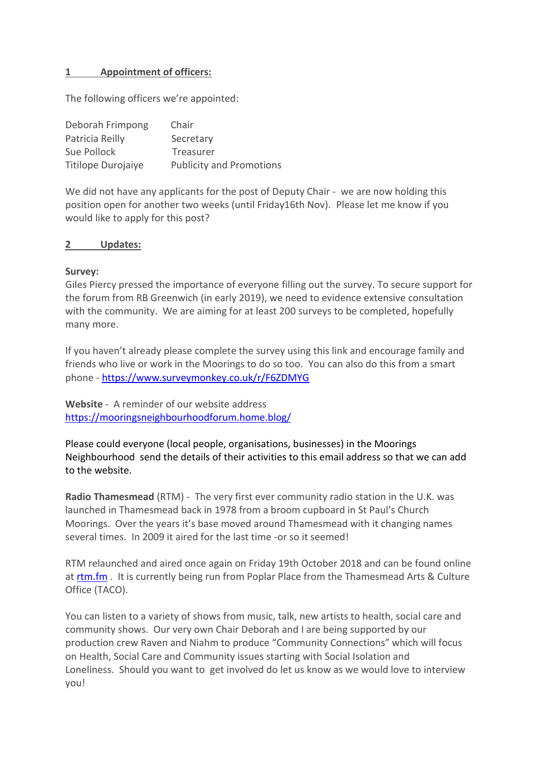## 1 Appointment of officers:

The following officers we're appointed:

| | |
|---|---|
| Deborah Frimpong | Chair |
| Patricia Reilly | Secretary |
| Sue Pollock | Treasurer |
| Titilope Durojaiye | Publicity and Promotions |

We did not have any applicants for the post of Deputy Chair - we are now holding this position open for another two weeks (until Friday16th Nov). Please let me know if you would like to apply for this post?

## 2 Updates:

**Survey:**
Giles Piercy pressed the importance of everyone filling out the survey. To secure support for the forum from RB Greenwich (in early 2019), we need to evidence extensive consultation with the community. We are aiming for at least 200 surveys to be completed, hopefully many more.

If you haven't already please complete the survey using this link and encourage family and friends who live or work in the Moorings to do so too. You can also do this from a smart phone - https://www.surveymonkey.co.uk/r/F6ZDMYG

**Website** - A reminder of our website address
https://mooringsneighbourhoodforum.home.blog/

Please could everyone (local people, organisations, businesses) in the Moorings Neighbourhood send the details of their activities to this email address so that we can add to the website.

**Radio Thamesmead** (RTM) - The very first ever community radio station in the U.K. was launched in Thamesmead back in 1978 from a broom cupboard in St Paul's Church Moorings. Over the years it's base moved around Thamesmead with it changing names several times. In 2009 it aired for the last time -or so it seemed!

RTM relaunched and aired once again on Friday 19th October 2018 and can be found online at rtm.fm . It is currently being run from Poplar Place from the Thamesmead Arts & Culture Office (TACO).

You can listen to a variety of shows from music, talk, new artists to health, social care and community shows. Our very own Chair Deborah and I are being supported by our production crew Raven and Niahm to produce "Community Connections" which will focus on Health, Social Care and Community issues starting with Social Isolation and Loneliness. Should you want to get involved do let us know as we would love to interview you!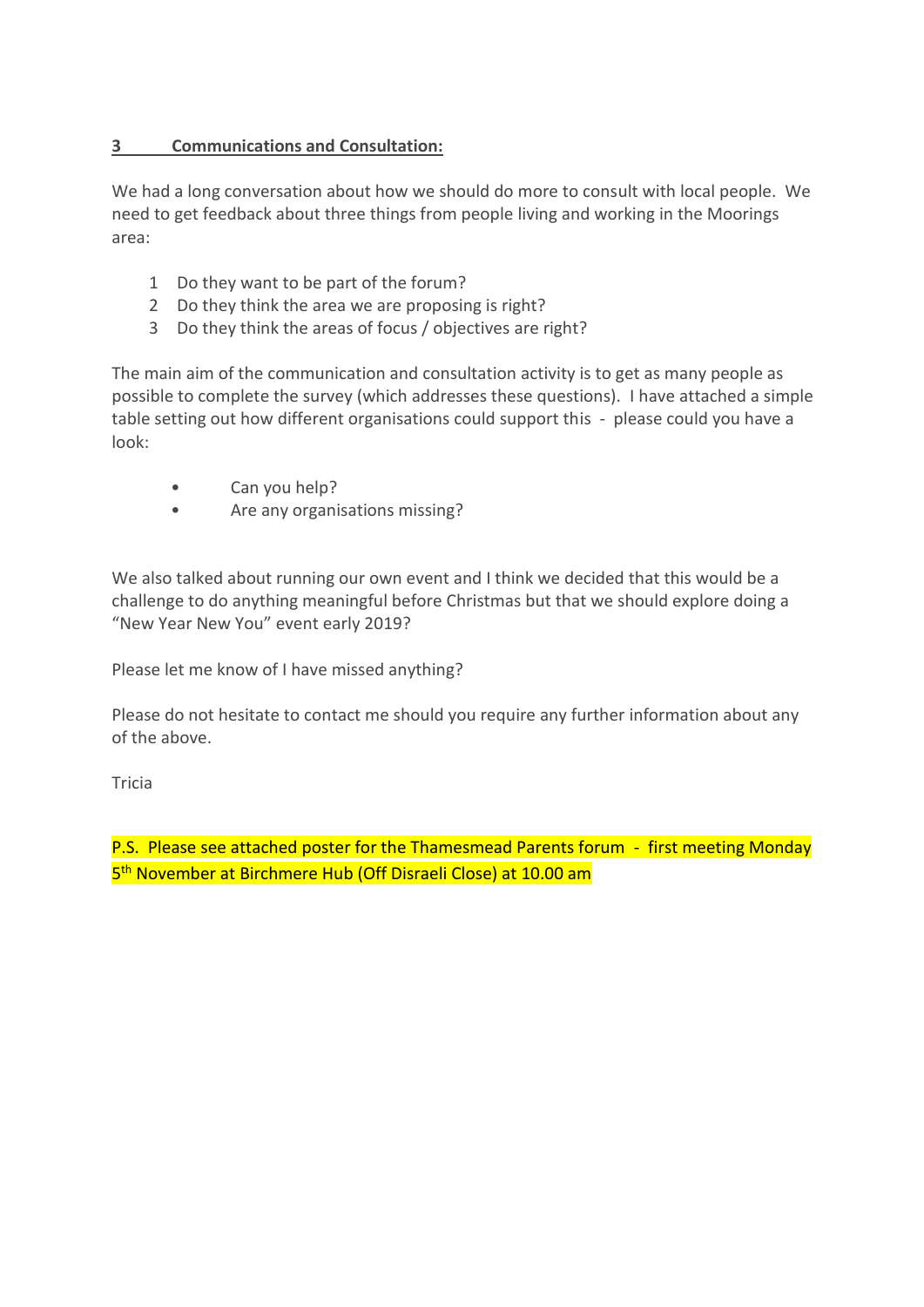## 3 Communications and Consultation:

We had a long conversation about how we should do more to consult with local people. We need to get feedback about three things from people living and working in the Moorings area:

1. Do they want to be part of the forum?
2. Do they think the area we are proposing is right?
3. Do they think the areas of focus / objectives are right?

The main aim of the communication and consultation activity is to get as many people as possible to complete the survey (which addresses these questions). I have attached a simple table setting out how different organisations could support this - please could you have a look:

- Can you help?
- Are any organisations missing?

We also talked about running our own event and I think we decided that this would be a challenge to do anything meaningful before Christmas but that we should explore doing a "New Year New You" event early 2019?

Please let me know of I have missed anything?

Please do not hesitate to contact me should you require any further information about any of the above.

Tricia

P.S. Please see attached poster for the Thamesmead Parents forum - first meeting Monday 5th November at Birchmere Hub (Off Disraeli Close) at 10.00 am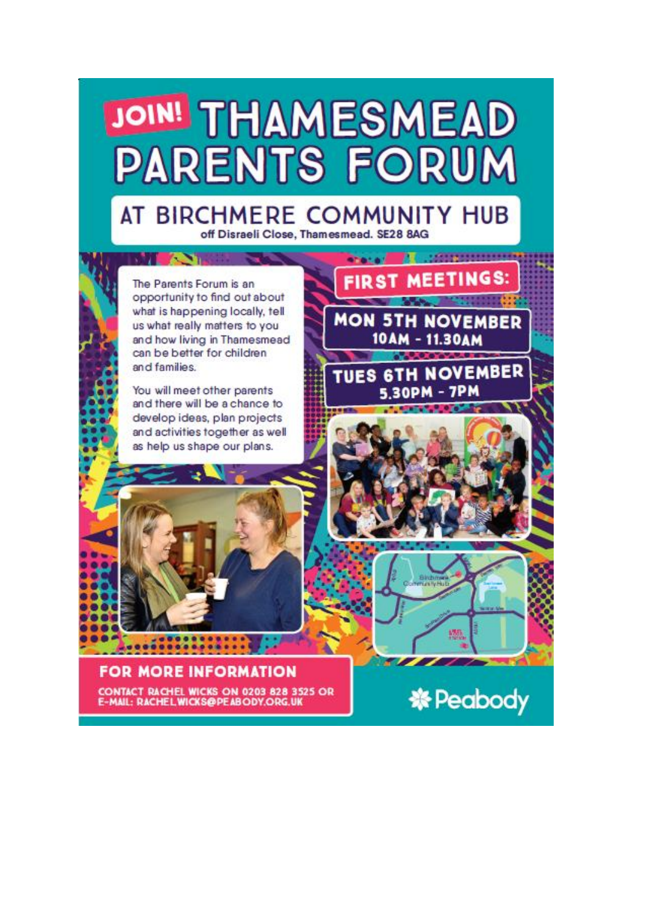# JOIN! THAMESMEAD PARENTS FORUM

## AT BIRCHMERE COMMUNITY HUB

off Disraeli Close, Thamesmead. SE28 8AG

The Parents Forum is an opportunity to find out about what is happening locally, tell us what really matters to you and how living in Thamesmead can be better for children and families.

You will meet other parents and there will be a chance to develop ideas, plan projects and activities together as well as help us shape our plans.

## FIRST MEETINGS:

**MON 5TH NOVEMBER**
**10AM - 11.30AM**

**TUES 6TH NOVEMBER**
**5.30PM - 7PM**

## FOR MORE INFORMATION

CONTACT RACHEL WICKS ON 0203 828 3525 OR E-MAIL: RACHEL.WICKS@PEABODY.ORG.UK

Peabody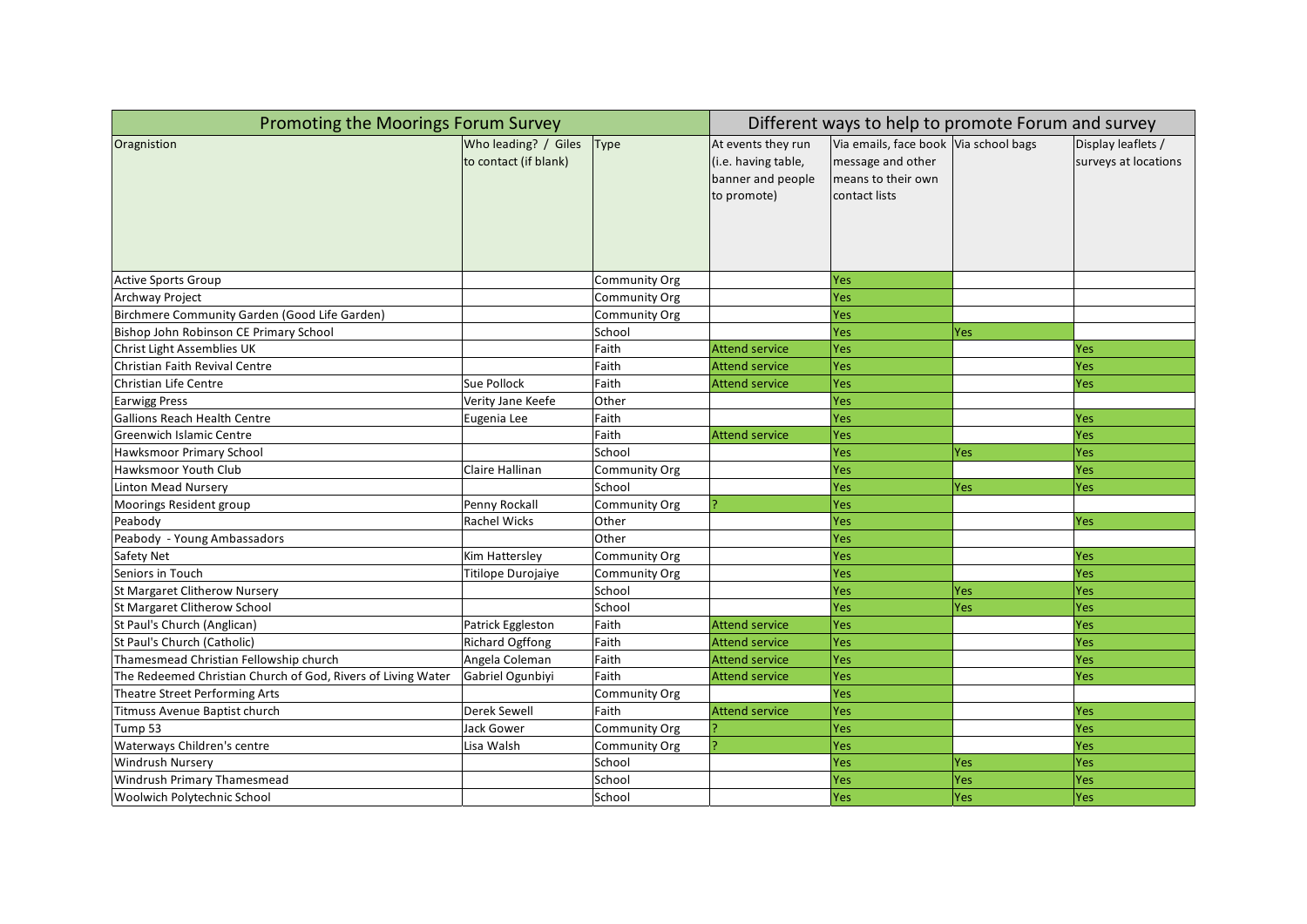| Promoting the Moorings Forum Survey | | | Different ways to help to promote Forum and survey | | | |
|---|---|---|---|---|---|---|
| Oragnistion | Who leading? / Giles to contact (if blank) | Type | At events they run (i.e. having table, banner and people to promote) | Via emails, face book message and other means to their own contact lists | Via school bags | Display leaflets / surveys at locations |
| Active Sports Group | | Community Org | | Yes | | |
| Archway Project | | Community Org | | Yes | | |
| Birchmere Community Garden (Good Life Garden) | | Community Org | | Yes | | |
| Bishop John Robinson CE Primary School | | School | | Yes | Yes | |
| Christ Light Assemblies UK | | Faith | Attend service | Yes | | Yes |
| Christian Faith Revival Centre | | Faith | Attend service | Yes | | Yes |
| Christian Life Centre | Sue Pollock | Faith | Attend service | Yes | | Yes |
| Earwigg Press | Verity Jane Keefe | Other | | Yes | | |
| Gallions Reach Health Centre | Eugenia Lee | Faith | | Yes | | Yes |
| Greenwich Islamic Centre | | Faith | Attend service | Yes | | Yes |
| Hawksmoor Primary School | | School | | Yes | Yes | Yes |
| Hawksmoor Youth Club | Claire Hallinan | Community Org | | Yes | | Yes |
| Linton Mead Nursery | | School | | Yes | Yes | Yes |
| Moorings Resident group | Penny Rockall | Community Org | ? | Yes | | |
| Peabody | Rachel Wicks | Other | | Yes | | Yes |
| Peabody - Young Ambassadors | | Other | | Yes | | |
| Safety Net | Kim Hattersley | Community Org | | Yes | | Yes |
| Seniors in Touch | Titilope Durojaiye | Community Org | | Yes | | Yes |
| St Margaret Clitherow Nursery | | School | | Yes | Yes | Yes |
| St Margaret Clitherow School | | School | | Yes | Yes | Yes |
| St Paul's Church (Anglican) | Patrick Eggleston | Faith | Attend service | Yes | | Yes |
| St Paul's Church (Catholic) | Richard Ogffong | Faith | Attend service | Yes | | Yes |
| Thamesmead Christian Fellowship church | Angela Coleman | Faith | Attend service | Yes | | Yes |
| The Redeemed Christian Church of God, Rivers of Living Water | Gabriel Ogunbiyi | Faith | Attend service | Yes | | Yes |
| Theatre Street Performing Arts | | Community Org | | Yes | | |
| Titmuss Avenue Baptist church | Derek Sewell | Faith | Attend service | Yes | | Yes |
| Tump 53 | Jack Gower | Community Org | ? | Yes | | Yes |
| Waterways Children's centre | Lisa Walsh | Community Org | ? | Yes | | Yes |
| Windrush Nursery | | School | | Yes | Yes | Yes |
| Windrush Primary Thamesmead | | School | | Yes | Yes | Yes |
| Woolwich Polytechnic School | | School | | Yes | Yes | Yes |